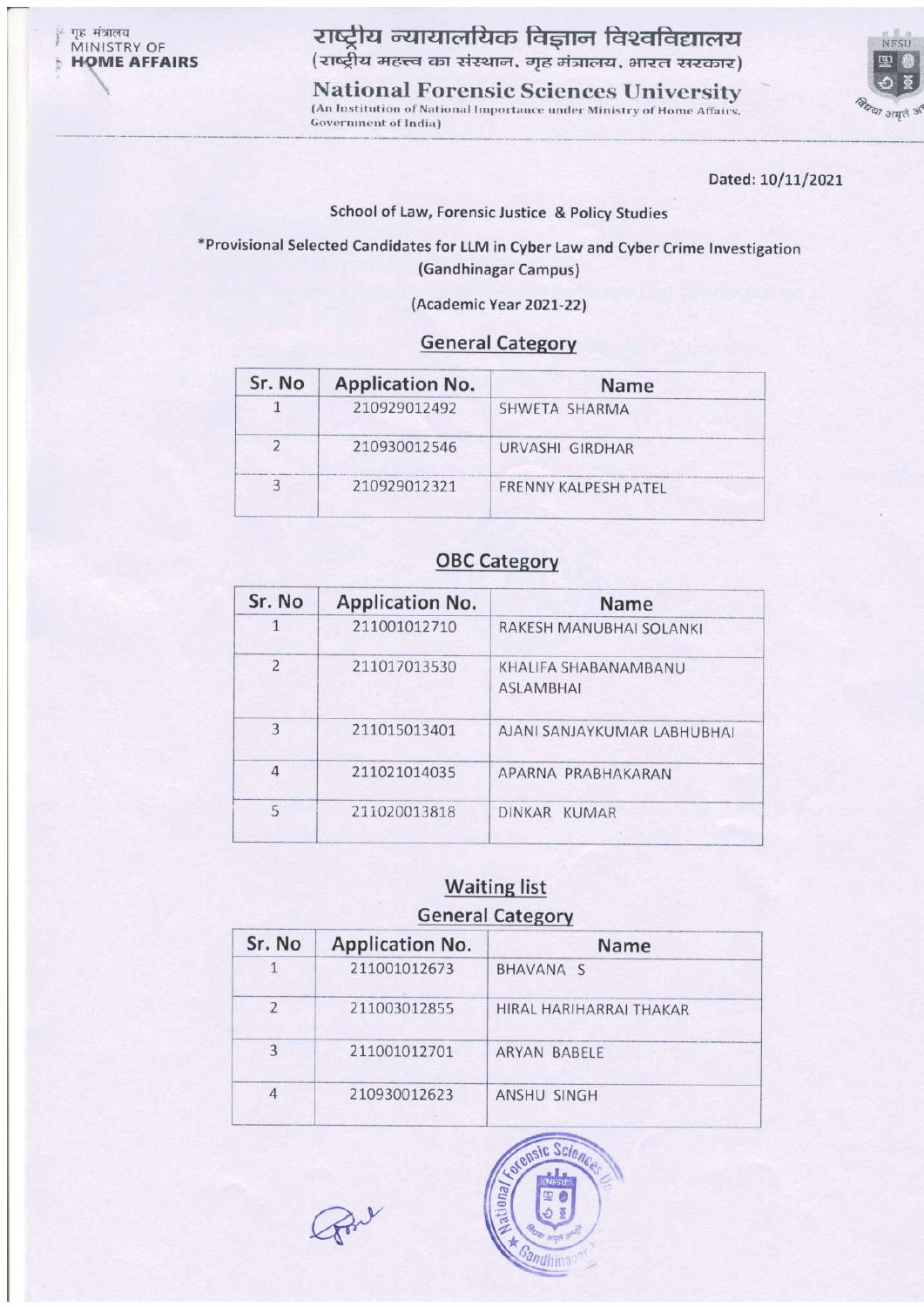गृह मंत्रालय
MINISTRY OF
HOME AFFAIRS

# राष्ट्रीय न्यायालयिक विज्ञान विश्वविद्यालय

(राष्ट्रीय महत्त्व का संस्थान, गृह मंत्रालय, भारत सरकार)

# National Forensic Sciences University

(An Institution of National Importance under Ministry of Home Affairs, Government of India)

Dated: 10/11/2021

School of Law, Forensic Justice & Policy Studies

*Provisional Selected Candidates for LLM in Cyber Law and Cyber Crime Investigation (Gandhinagar Campus)

(Academic Year 2021-22)

## General Category

| Sr. No | Application No. | Name |
|---|---|---|
| 1 | 210929012492 | SHWETA SHARMA |
| 2 | 210930012546 | URVASHI GIRDHAR |
| 3 | 210929012321 | FRENNY KALPESH PATEL |

## OBC Category

| Sr. No | Application No. | Name |
|---|---|---|
| 1 | 211001012710 | RAKESH MANUBHAI SOLANKI |
| 2 | 211017013530 | KHALIFA SHABANAMBANU ASLAMBHAI |
| 3 | 211015013401 | AJANI SANJAYKUMAR LABHUBHAI |
| 4 | 211021014035 | APARNA PRABHAKARAN |
| 5 | 211020013818 | DINKAR KUMAR |

## Waiting list

### General Category

| Sr. No | Application No. | Name |
|---|---|---|
| 1 | 211001012673 | BHAVANA S |
| 2 | 211003012855 | HIRAL HARIHARRAI THAKAR |
| 3 | 211001012701 | ARYAN BABELE |
| 4 | 210930012623 | ANSHU SINGH |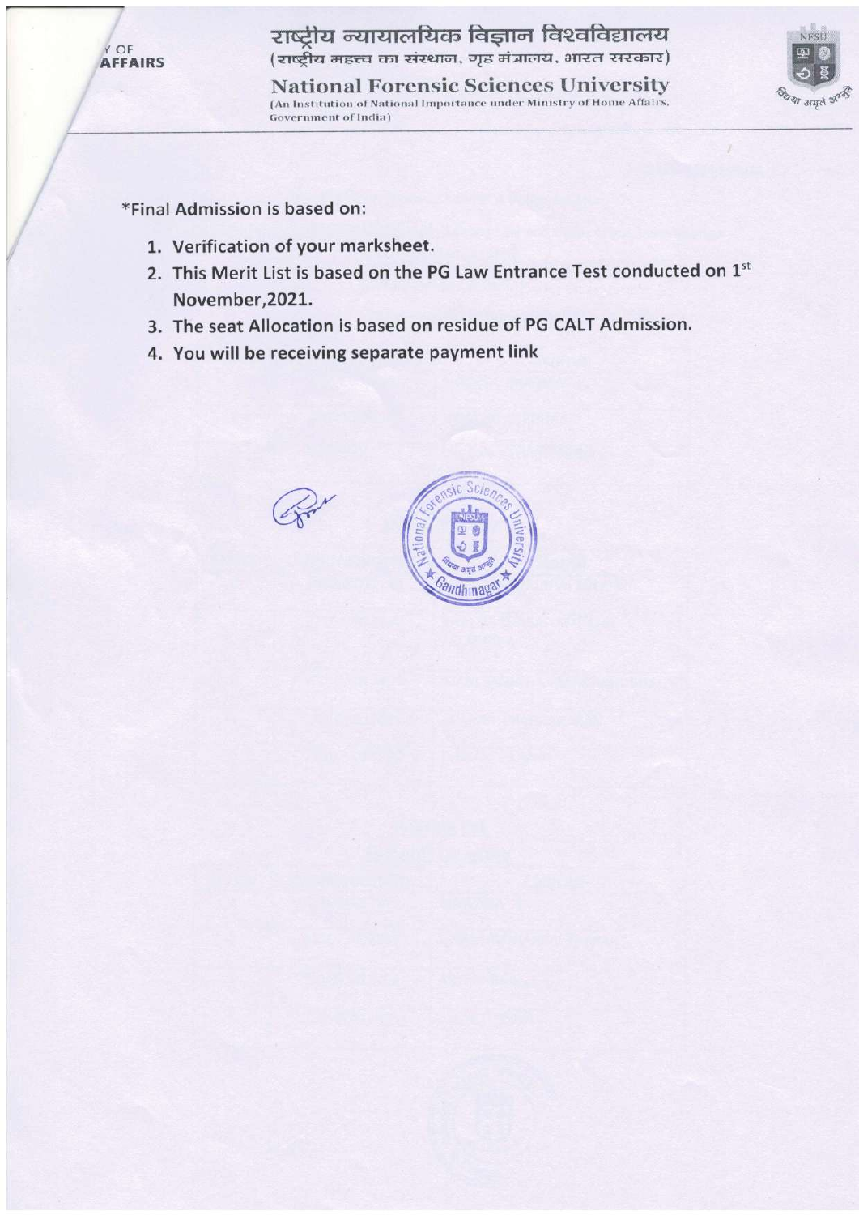राष्ट्रीय न्यायालयिक विज्ञान विश्वविद्यालय

(राष्ट्रीय महत्त्व का संस्थान, गृह मंत्रालय, भारत सरकार)

**National Forensic Sciences University**

(An Institution of National Importance under Ministry of Home Affairs, Government of India)

*Final Admission is based on:

1. Verification of your marksheet.
2. This Merit List is based on the PG Law Entrance Test conducted on 1st November,2021.
3. The seat Allocation is based on residue of PG CALT Admission.
4. You will be receiving separate payment link